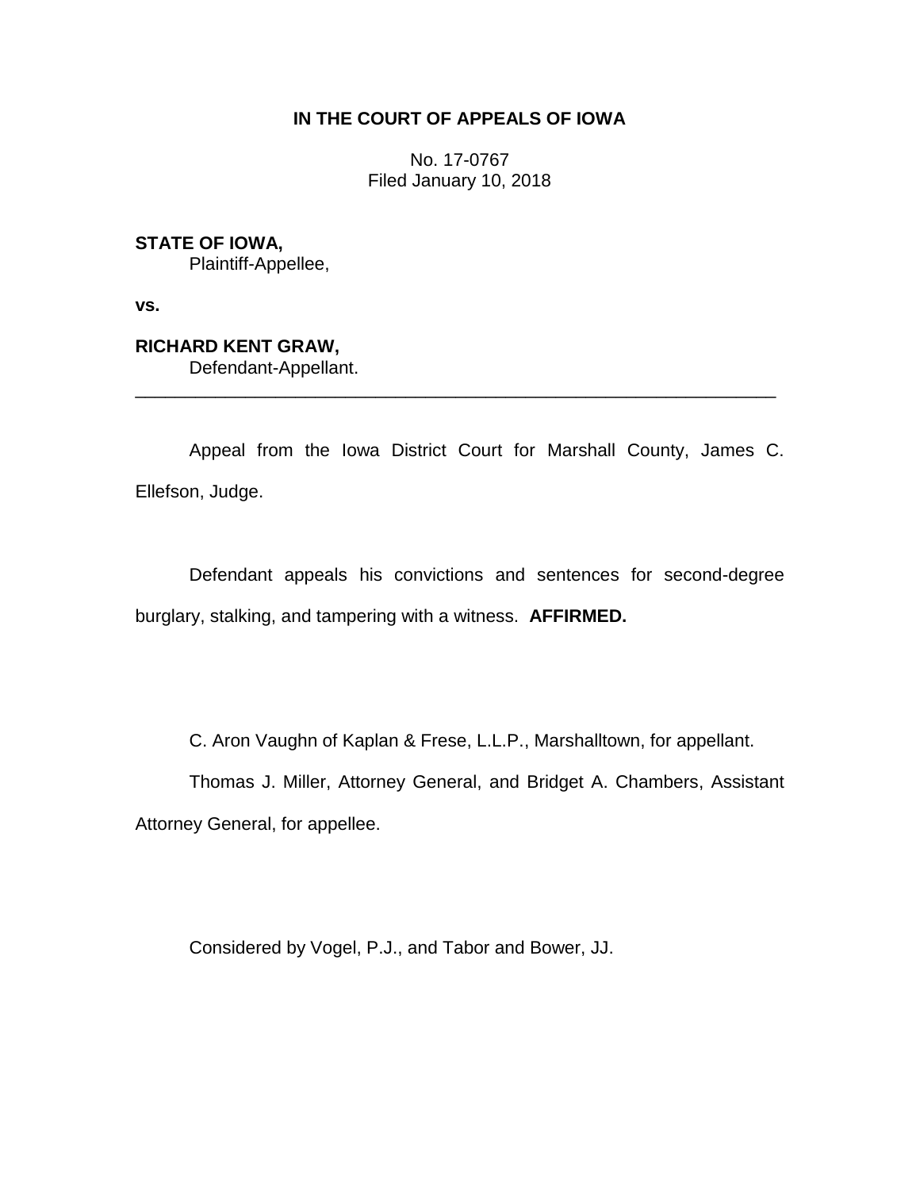**IN THE COURT OF APPEALS OF IOWA**

No. 17-0767
Filed January 10, 2018

**STATE OF IOWA,**
Plaintiff-Appellee,

**vs.**

**RICHARD KENT GRAW,**
Defendant-Appellant.

---

Appeal from the Iowa District Court for Marshall County, James C. Ellefson, Judge.

Defendant appeals his convictions and sentences for second-degree burglary, stalking, and tampering with a witness. **AFFIRMED.**

C. Aron Vaughn of Kaplan & Frese, L.L.P., Marshalltown, for appellant.

Thomas J. Miller, Attorney General, and Bridget A. Chambers, Assistant Attorney General, for appellee.

Considered by Vogel, P.J., and Tabor and Bower, JJ.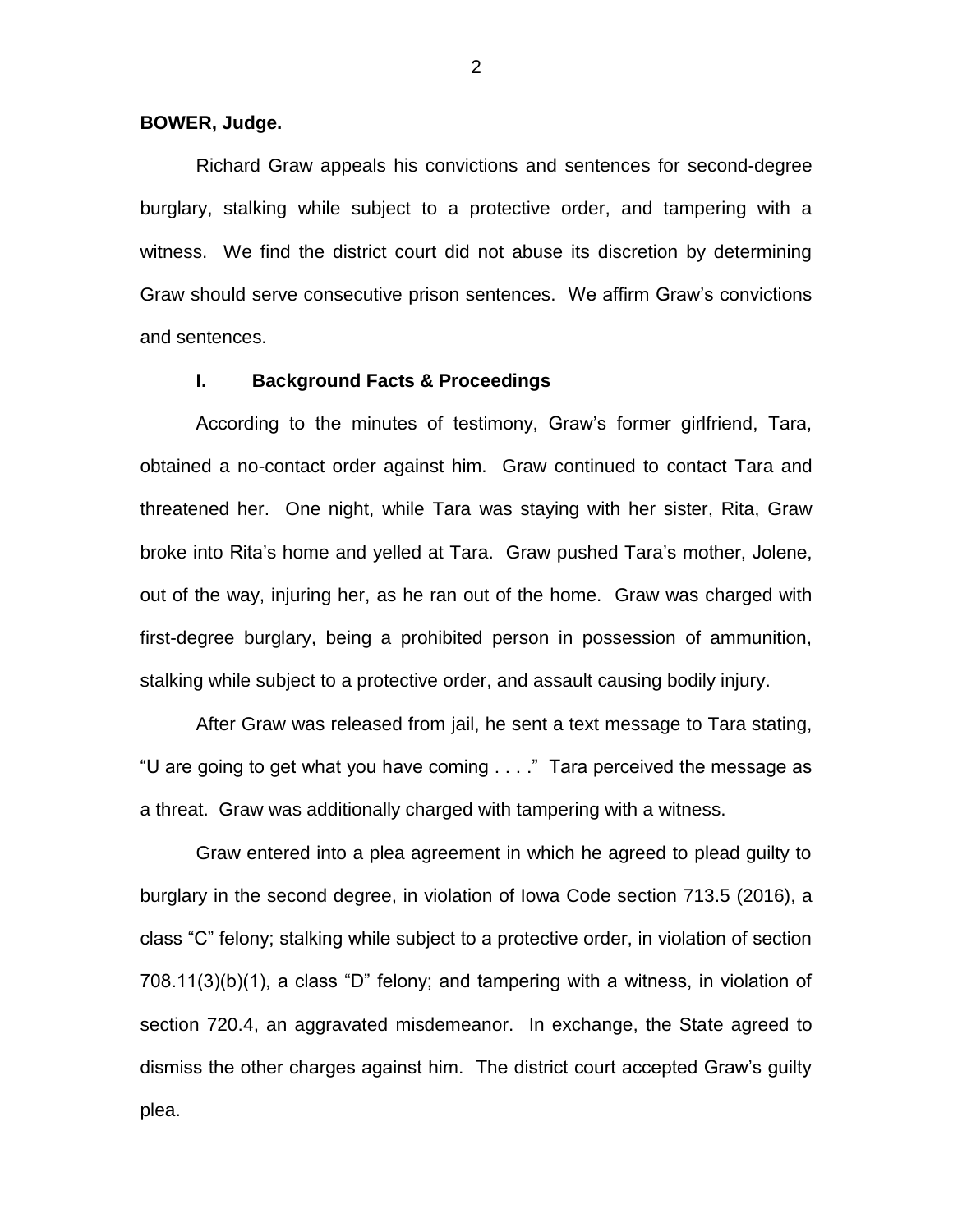**BOWER, Judge.**

Richard Graw appeals his convictions and sentences for second-degree burglary, stalking while subject to a protective order, and tampering with a witness. We find the district court did not abuse its discretion by determining Graw should serve consecutive prison sentences. We affirm Graw's convictions and sentences.

## I. Background Facts & Proceedings

According to the minutes of testimony, Graw's former girlfriend, Tara, obtained a no-contact order against him. Graw continued to contact Tara and threatened her. One night, while Tara was staying with her sister, Rita, Graw broke into Rita's home and yelled at Tara. Graw pushed Tara's mother, Jolene, out of the way, injuring her, as he ran out of the home. Graw was charged with first-degree burglary, being a prohibited person in possession of ammunition, stalking while subject to a protective order, and assault causing bodily injury.

After Graw was released from jail, he sent a text message to Tara stating, "U are going to get what you have coming . . . ." Tara perceived the message as a threat. Graw was additionally charged with tampering with a witness.

Graw entered into a plea agreement in which he agreed to plead guilty to burglary in the second degree, in violation of Iowa Code section 713.5 (2016), a class "C" felony; stalking while subject to a protective order, in violation of section 708.11(3)(b)(1), a class "D" felony; and tampering with a witness, in violation of section 720.4, an aggravated misdemeanor. In exchange, the State agreed to dismiss the other charges against him. The district court accepted Graw's guilty plea.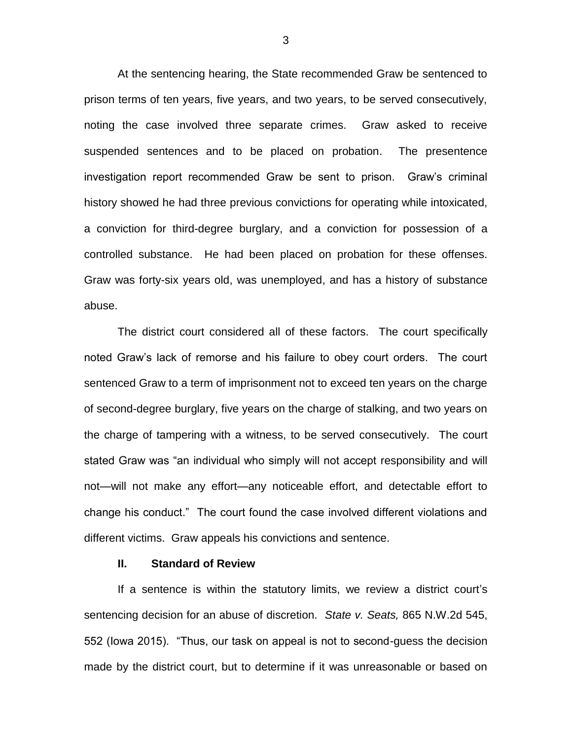At the sentencing hearing, the State recommended Graw be sentenced to prison terms of ten years, five years, and two years, to be served consecutively, noting the case involved three separate crimes. Graw asked to receive suspended sentences and to be placed on probation. The presentence investigation report recommended Graw be sent to prison. Graw's criminal history showed he had three previous convictions for operating while intoxicated, a conviction for third-degree burglary, and a conviction for possession of a controlled substance. He had been placed on probation for these offenses. Graw was forty-six years old, was unemployed, and has a history of substance abuse.

The district court considered all of these factors. The court specifically noted Graw's lack of remorse and his failure to obey court orders. The court sentenced Graw to a term of imprisonment not to exceed ten years on the charge of second-degree burglary, five years on the charge of stalking, and two years on the charge of tampering with a witness, to be served consecutively. The court stated Graw was "an individual who simply will not accept responsibility and will not—will not make any effort—any noticeable effort, and detectable effort to change his conduct." The court found the case involved different violations and different victims. Graw appeals his convictions and sentence.

## II. Standard of Review

If a sentence is within the statutory limits, we review a district court's sentencing decision for an abuse of discretion. *State v. Seats,* 865 N.W.2d 545, 552 (Iowa 2015). "Thus, our task on appeal is not to second-guess the decision made by the district court, but to determine if it was unreasonable or based on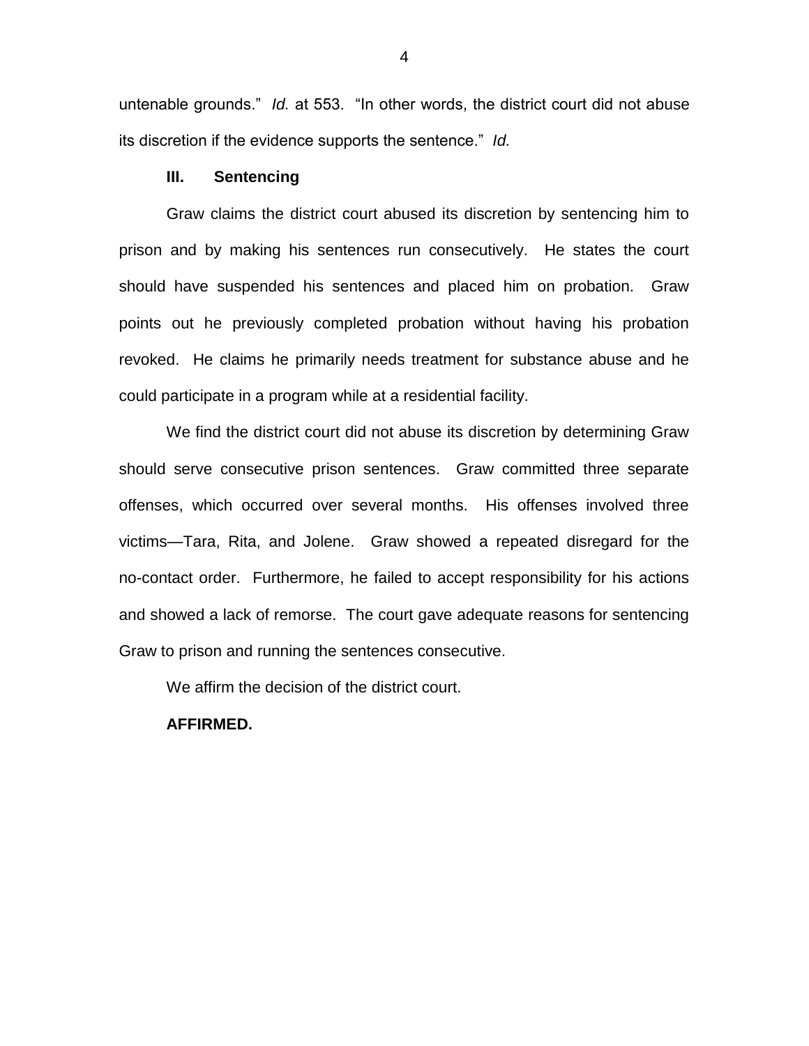untenable grounds." *Id.* at 553. "In other words, the district court did not abuse its discretion if the evidence supports the sentence." *Id.*

### III. Sentencing

Graw claims the district court abused its discretion by sentencing him to prison and by making his sentences run consecutively. He states the court should have suspended his sentences and placed him on probation. Graw points out he previously completed probation without having his probation revoked. He claims he primarily needs treatment for substance abuse and he could participate in a program while at a residential facility.

We find the district court did not abuse its discretion by determining Graw should serve consecutive prison sentences. Graw committed three separate offenses, which occurred over several months. His offenses involved three victims—Tara, Rita, and Jolene. Graw showed a repeated disregard for the no-contact order. Furthermore, he failed to accept responsibility for his actions and showed a lack of remorse. The court gave adequate reasons for sentencing Graw to prison and running the sentences consecutive.

We affirm the decision of the district court.

**AFFIRMED.**